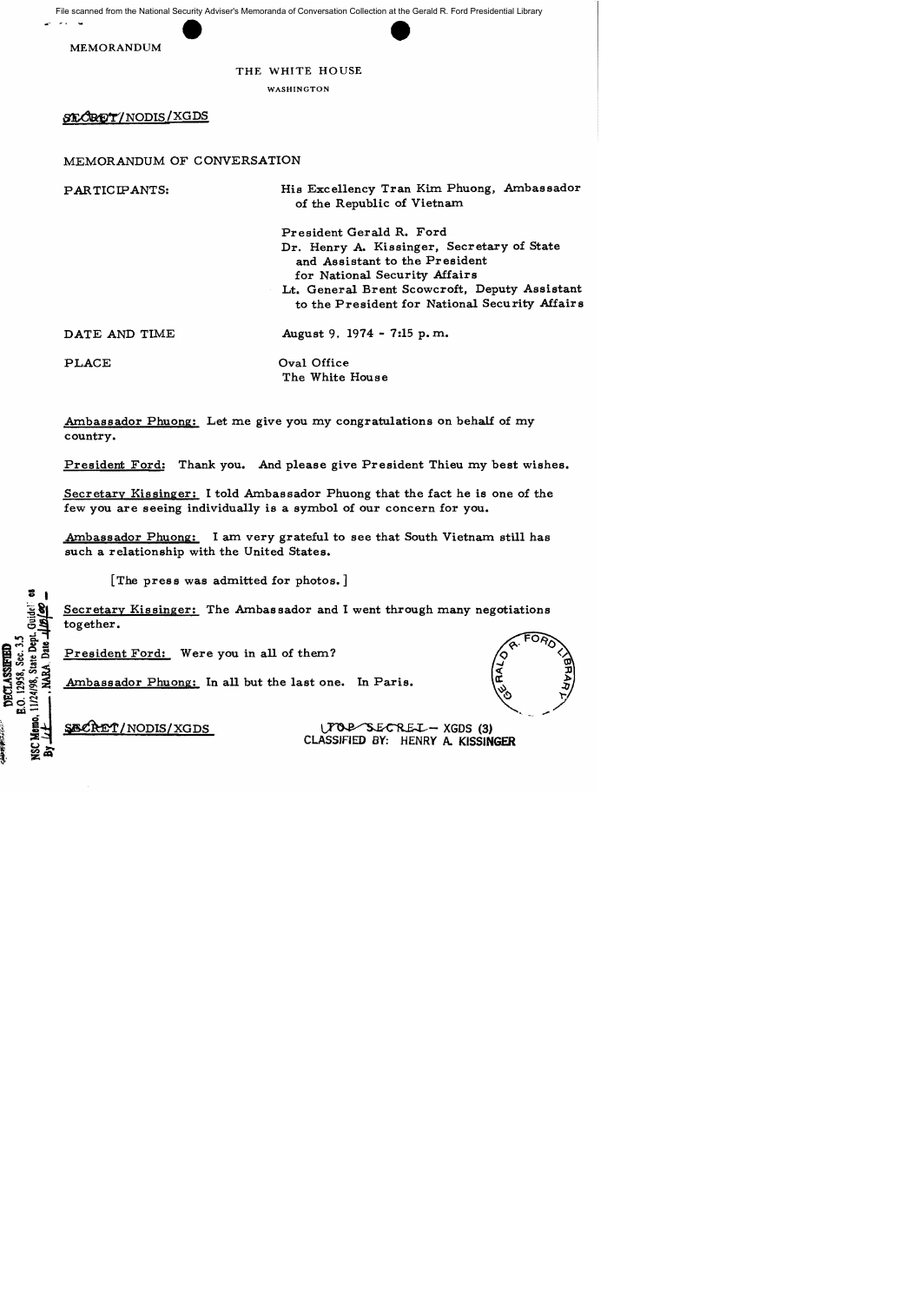File scanned from the National Security Adviser's Memoranda of Conversation Collection at the Gerald R. Ford Presidential Library

MEMORANDUM

THE WHITE HOUSE

WASHINGTON

SECRET/NODIS/XGDS

MEMORANDUM OF CONVERSATION

PARTICIPANTS: His Excellency Tran Kim Phuong, Ambassador of the Republic of Vietnam

President Gerald R. Ford
Dr. Henry A. Kissinger, Secretary of State and Assistant to the President for National Security Affairs
Lt. General Brent Scowcroft, Deputy Assistant to the President for National Security Affairs

DATE AND TIME: August 9, 1974 - 7:15 p.m.

PLACE: Oval Office
The White House

Ambassador Phuong: Let me give you my congratulations on behalf of my country.

President Ford: Thank you. And please give President Thieu my best wishes.

Secretary Kissinger: I told Ambassador Phuong that the fact he is one of the few you are seeing individually is a symbol of our concern for you.

Ambassador Phuong: I am very grateful to see that South Vietnam still has such a relationship with the United States.

[The press was admitted for photos.]

Secretary Kissinger: The Ambassador and I went through many negotiations together.

President Ford: Were you in all of them?

Ambassador Phuong: In all but the last one. In Paris.

SECRET/NODIS/XGDS

TOP SECRET - XGDS (3)
CLASSIFIED BY: HENRY A. KISSINGER

DECLASSIFIED
E.O. 12958, Sec. 3.5
NSC Memo, 11/24/98, State Dept. Guidelines
By ___, NARA, Date ___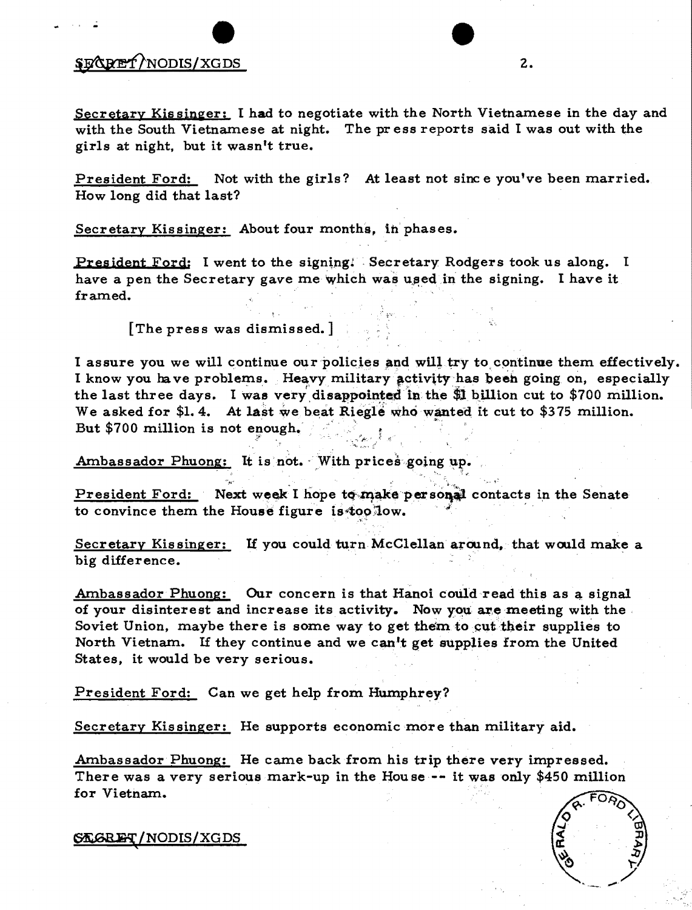Secretary Kissinger: I had to negotiate with the North Vietnamese in the day and with the South Vietnamese at night. The press reports said I was out with the girls at night, but it wasn't true.

President Ford: Not with the girls? At least not since you've been married. How long did that last?

Secretary Kissinger: About four months, in phases.

President Ford: I went to the signing. Secretary Rodgers took us along. I have a pen the Secretary gave me which was used in the signing. I have it framed.

[The press was dismissed.]

I assure you we will continue our policies and will try to continue them effectively. I know you have problems. Heavy military activity has been going on, especially the last three days. I was very disappointed in the $1 billion cut to $700 million. We asked for $1.4. At last we beat Riegle who wanted it cut to $375 million. But $700 million is not enough.

Ambassador Phuong: It is not. With prices going up.

President Ford: Next week I hope to make personal contacts in the Senate to convince them the House figure is too low.

Secretary Kissinger: If you could turn McClellan around, that would make a big difference.

Ambassador Phuong: Our concern is that Hanoi could read this as a signal of your disinterest and increase its activity. Now you are meeting with the Soviet Union, maybe there is some way to get them to cut their supplies to North Vietnam. If they continue and we can't get supplies from the United States, it would be very serious.

President Ford: Can we get help from Humphrey?

Secretary Kissinger: He supports economic more than military aid.

Ambassador Phuong: He came back from his trip there very impressed. There was a very serious mark-up in the House -- it was only $450 million for Vietnam.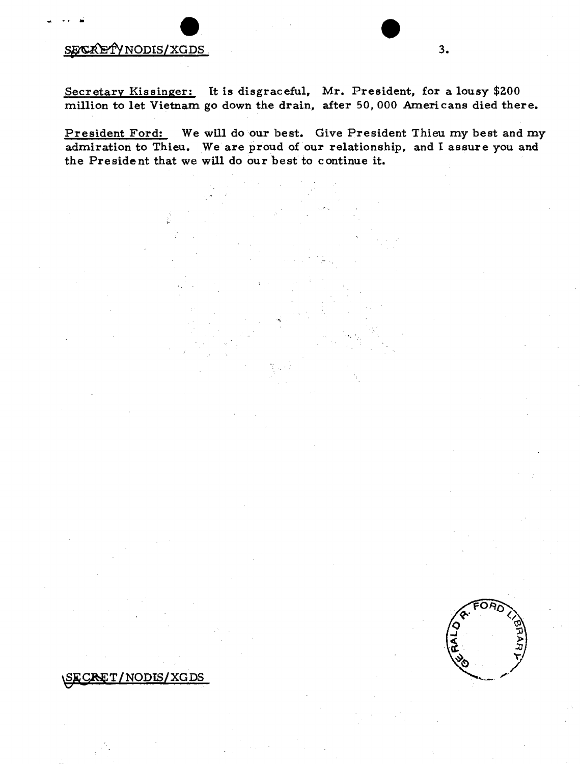SECRET/NODIS/XGDS

<u>Secretary Kissinger:</u> It is disgraceful, Mr. President, for a lousy $200 million to let Vietnam go down the drain, after 50,000 Americans died there.

<u>President Ford:</u> We will do our best. Give President Thieu my best and my admiration to Thieu. We are proud of our relationship, and I assure you and the President that we will do our best to continue it.

SECRET/NODIS/XGDS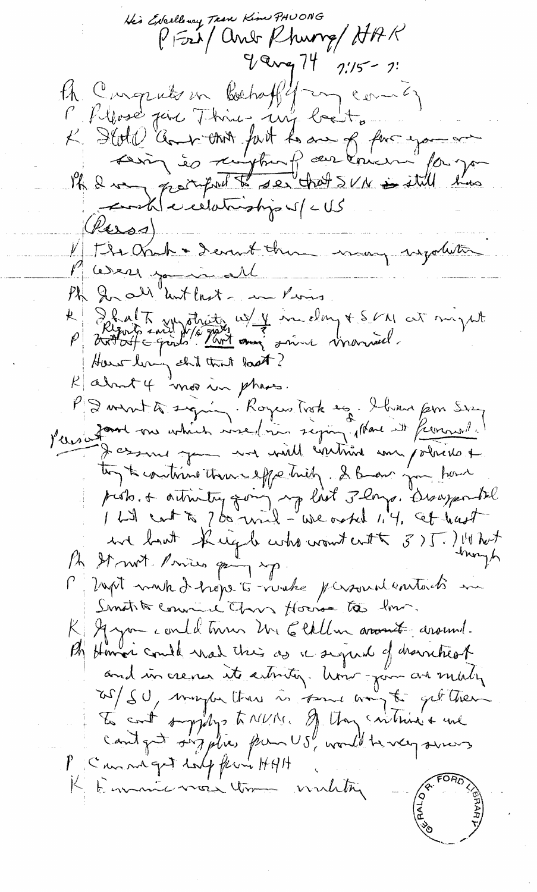His Excellency Tran Kim PHUONG

P Ford / Amb Phuong / HAK

9 Aug 74 7:15 – 7:

Ph Congrats on behalf of my country

P Please give Thieu my best.

K HAK Want that fact to any of fine you are seeing is anything of our concern for you

Ph I very grateful to see that SVN is still has

same relationship w/ US

(Press)

K The Amb + I went thru many negotiation

P Were you in all

Ph In all but last – in Paris

K I halt negotiated w/ V in day + SVN at night

P Reports said he/s gets but any since married.

How long did that last?

K about 4 mos in phase.

P I went to signing. Rogers took us. I bought pen Sizz

Persons found one which used in signing. Have it personal.

I assure you we will continue our policies + try to continue them effectively. I know you have probs. + activity going up last 3 days. Disappointed

1 bil cut to 700 mil – we voted 1.4. Cut but we beat Riegle who want cut to 375.) It not enough

Ph It not Prices going up.

P Next week I hope to make personal contacts in Senate to convince them House too low.

K If you could turn McClellan around.

Ph Hanoi could read this as a signal of drawback and increase its activity. Now your are mainly w/ SU, maybe there is some way to get them to cut supply to NVN. If they continue + we cant get supplies from US, would be very serious

P Can not get help from HAH

K Economic more than military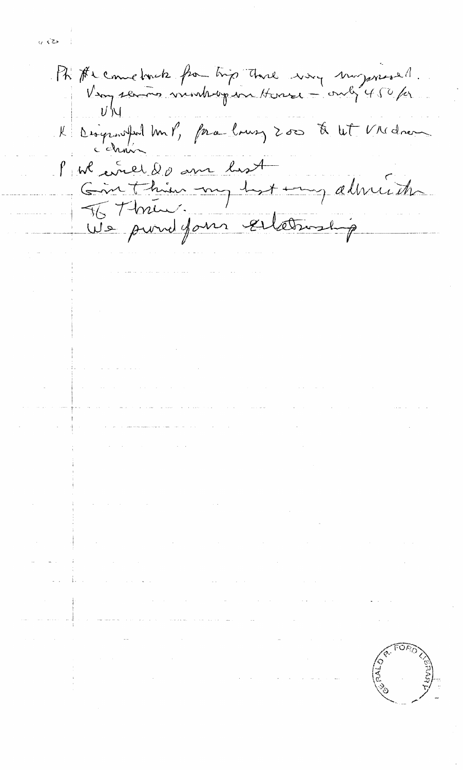Ph #2 came back from trip there very surprised. Very serious membership in House — only 450 for UK

K Disagreement MP, from loony 200 to left VK chain

P We will do our best
Give them my best & my admiration
To them.
We prized your relationship